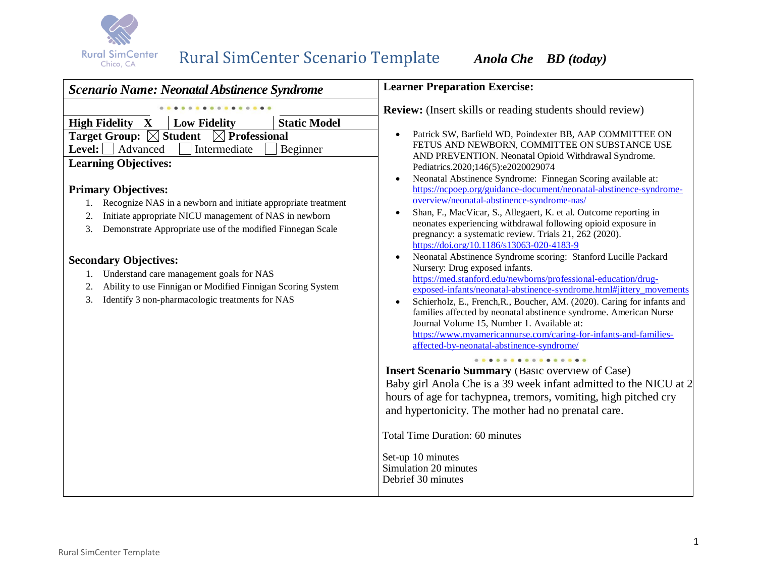# Rural SimCenter Scenario Template

***Anola Che BD (today)***

## *Scenario Name: Neonatal Abstinence Syndrome*

**High Fidelity X** | **Low Fidelity** | **Static Model**

**Target Group:** ☒ **Student** ☒ **Professional**

**Level:** ☐ Advanced ☐ Intermediate ☐ Beginner

**Learning Objectives:**

**Primary Objectives:**

1. Recognize NAS in a newborn and initiate appropriate treatment
2. Initiate appropriate NICU management of NAS in newborn
3. Demonstrate Appropriate use of the modified Finnegan Scale

**Secondary Objectives:**

1. Understand care management goals for NAS
2. Ability to use Finnigan or Modified Finnigan Scoring System
3. Identify 3 non-pharmacologic treatments for NAS

**Learner Preparation Exercise:**

**Review:** (Insert skills or reading students should review)

- Patrick SW, Barfield WD, Poindexter BB, AAP COMMITTEE ON FETUS AND NEWBORN, COMMITTEE ON SUBSTANCE USE AND PREVENTION. Neonatal Opioid Withdrawal Syndrome. Pediatrics.2020;146(5):e2020029074
- Neonatal Abstinence Syndrome: Finnegan Scoring available at: https://ncpoep.org/guidance-document/neonatal-abstinence-syndrome-overview/neonatal-abstinence-syndrome-nas/
- Shan, F., MacVicar, S., Allegaert, K. et al. Outcome reporting in neonates experiencing withdrawal following opioid exposure in pregnancy: a systematic review. Trials 21, 262 (2020). https://doi.org/10.1186/s13063-020-4183-9
- Neonatal Abstinence Syndrome scoring: Stanford Lucille Packard Nursery: Drug exposed infants. https://med.stanford.edu/newborns/professional-education/drug-exposed-infants/neonatal-abstinence-syndrome.html#jittery_movements
- Schierholz, E., French,R., Boucher, AM. (2020). Caring for infants and families affected by neonatal abstinence syndrome. American Nurse Journal Volume 15, Number 1. Available at: https://www.myamericannurse.com/caring-for-infants-and-families-affected-by-neonatal-abstinence-syndrome/

**Insert Scenario Summary** (Basic overview of Case)

Baby girl Anola Che is a 39 week infant admitted to the NICU at 2 hours of age for tachypnea, tremors, vomiting, high pitched cry and hypertonicity. The mother had no prenatal care.

Total Time Duration: 60 minutes

Set-up 10 minutes
Simulation 20 minutes
Debrief 30 minutes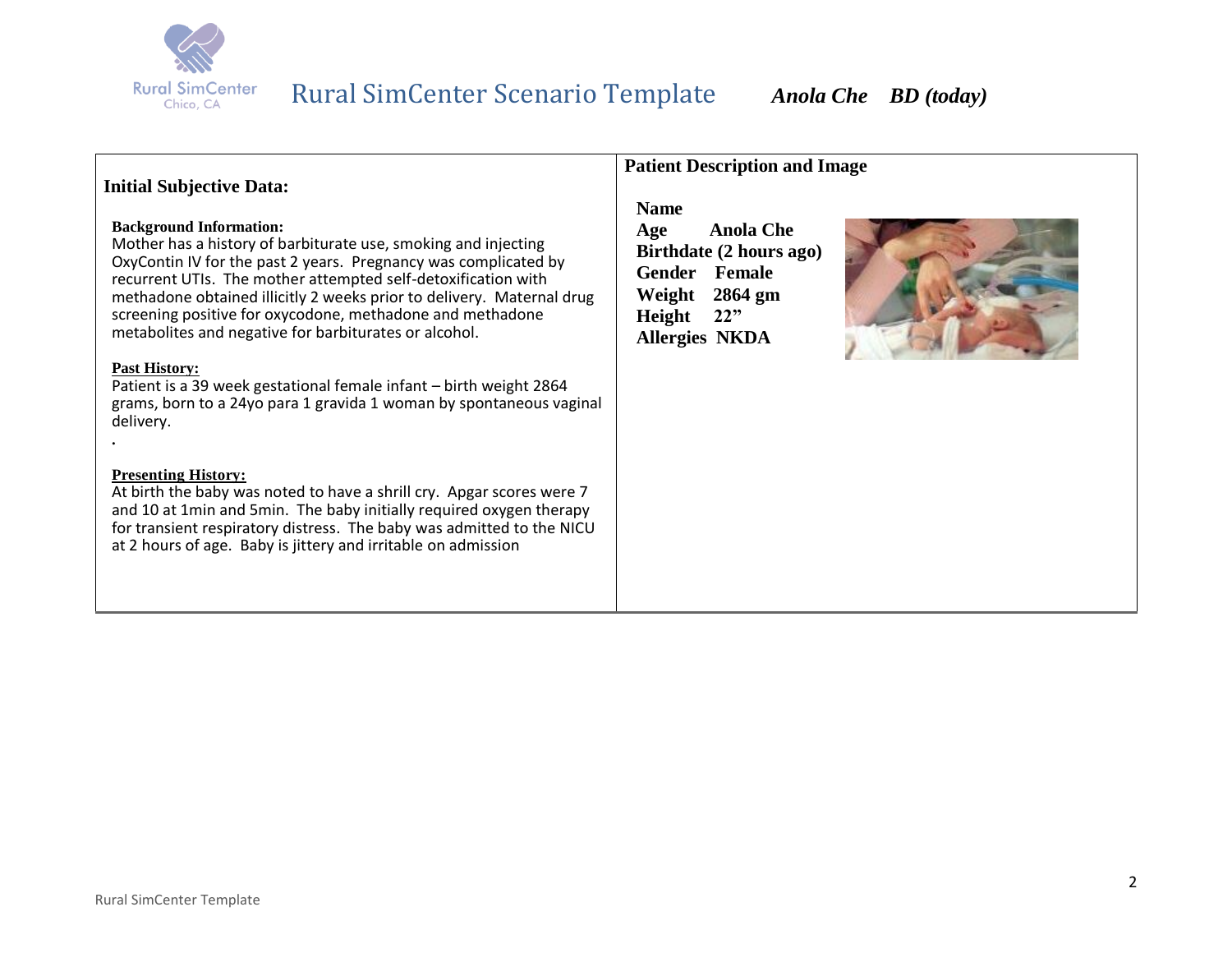# Rural SimCenter Scenario Template

***Anola Che BD (today)***

## Initial Subjective Data:

**Background Information:**
Mother has a history of barbiturate use, smoking and injecting OxyContin IV for the past 2 years. Pregnancy was complicated by recurrent UTIs. The mother attempted self-detoxification with methadone obtained illicitly 2 weeks prior to delivery. Maternal drug screening positive for oxycodone, methadone and methadone metabolites and negative for barbiturates or alcohol.

**Past History:**
Patient is a 39 week gestational female infant – birth weight 2864 grams, born to a 24yo para 1 gravida 1 woman by spontaneous vaginal delivery.

.

**Presenting History:**
At birth the baby was noted to have a shrill cry. Apgar scores were 7 and 10 at 1min and 5min. The baby initially required oxygen therapy for transient respiratory distress. The baby was admitted to the NICU at 2 hours of age. Baby is jittery and irritable on admission

## Patient Description and Image

**Name**
**Age** **Anola Che**
**Birthdate (2 hours ago)**
**Gender** **Female**
**Weight** **2864 gm**
**Height** **22"**
**Allergies** **NKDA**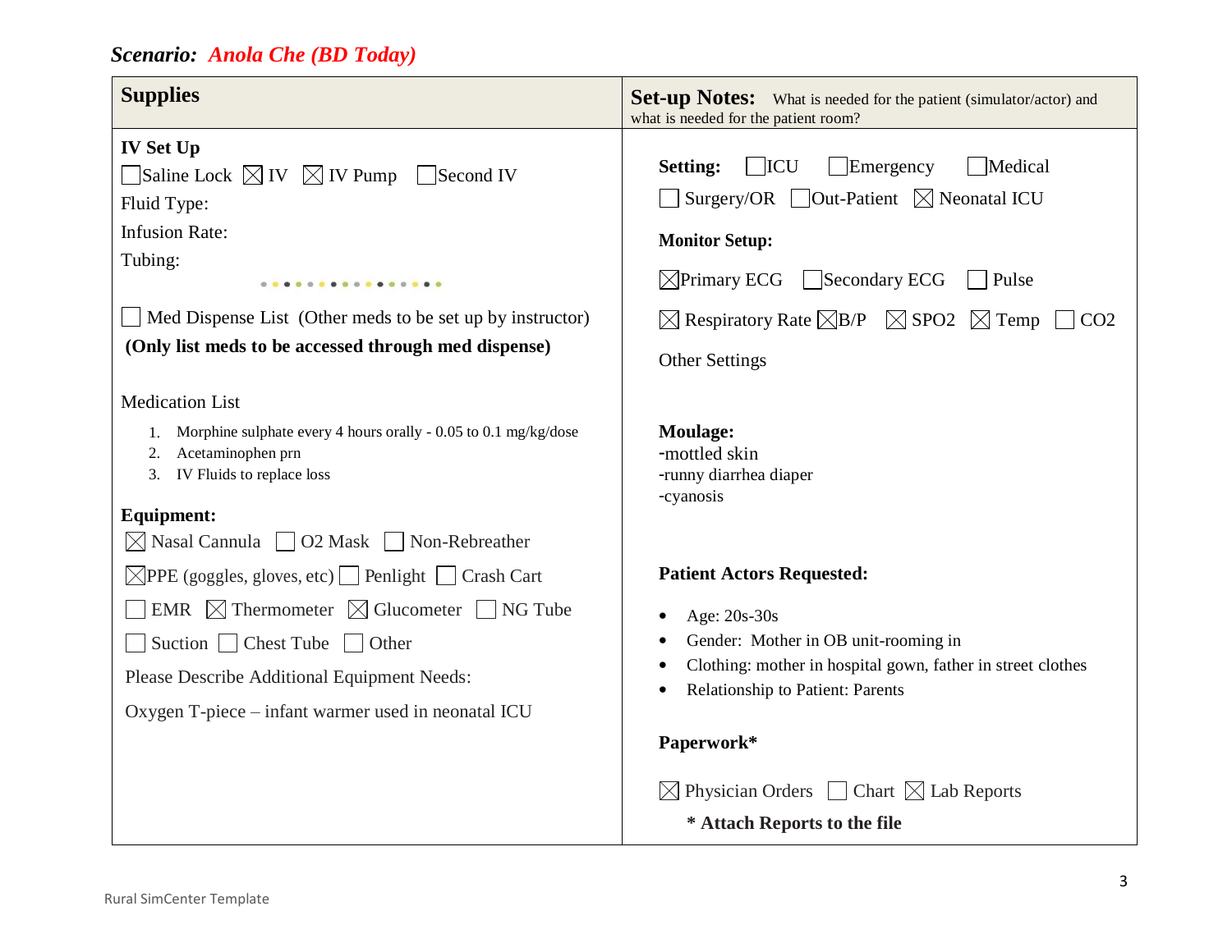***Scenario:* *Anola Che (BD Today)***

| **Supplies** | **Set-up Notes:** What is needed for the patient (simulator/actor) and what is needed for the patient room? |
| --- | --- |
| **IV Set Up**<br>☐ Saline Lock ☒ IV ☒ IV Pump ☐ Second IV<br>Fluid Type:<br>Infusion Rate:<br>Tubing:<br><br>☐ Med Dispense List (Other meds to be set up by instructor)<br>**(Only list meds to be accessed through med dispense)**<br><br>Medication List<br>1. Morphine sulphate every 4 hours orally - 0.05 to 0.1 mg/kg/dose<br>2. Acetaminophen prn<br>3. IV Fluids to replace loss<br><br>**Equipment:**<br>☒ Nasal Cannula ☐ O2 Mask ☐ Non-Rebreather<br>☒ PPE (goggles, gloves, etc) ☐ Penlight ☐ Crash Cart<br>☐ EMR ☒ Thermometer ☒ Glucometer ☐ NG Tube<br>☐ Suction ☐ Chest Tube ☐ Other<br>Please Describe Additional Equipment Needs:<br>Oxygen T-piece – infant warmer used in neonatal ICU | **Setting:** ☐ ICU ☐ Emergency ☐ Medical<br>☐ Surgery/OR ☐ Out-Patient ☒ Neonatal ICU<br><br>**Monitor Setup:**<br>☒ Primary ECG ☐ Secondary ECG ☐ Pulse<br>☒ Respiratory Rate ☒ B/P ☒ SPO2 ☒ Temp ☐ CO2<br>Other Settings<br><br>**Moulage:**<br>-mottled skin<br>-runny diarrhea diaper<br>-cyanosis<br><br>**Patient Actors Requested:**<br>• Age: 20s-30s<br>• Gender: Mother in OB unit-rooming in<br>• Clothing: mother in hospital gown, father in street clothes<br>• Relationship to Patient: Parents<br><br>**Paperwork***<br>☒ Physician Orders ☐ Chart ☒ Lab Reports<br>**\* Attach Reports to the file** |

Rural SimCenter Template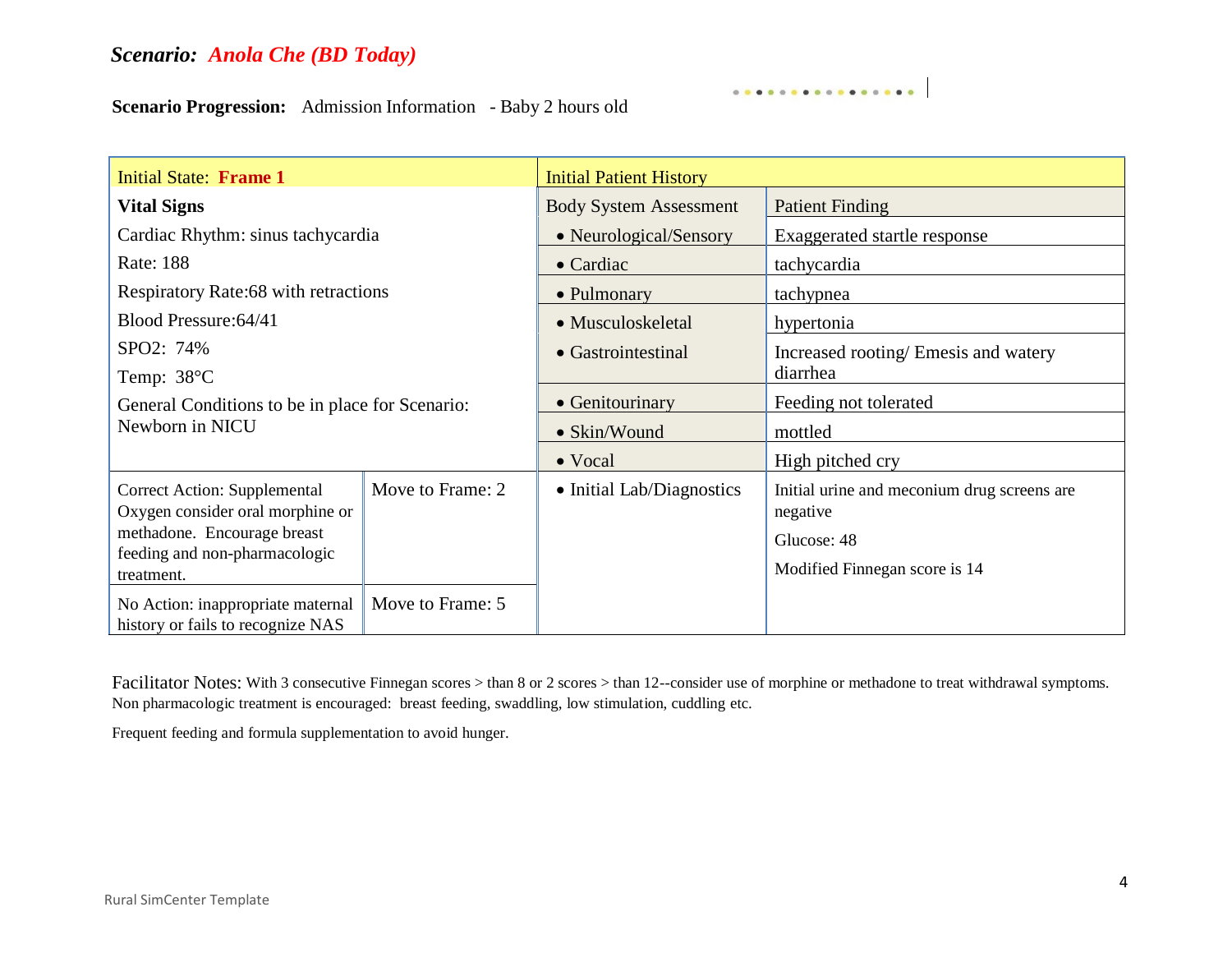### *Scenario: Anola Che (BD Today)*

**Scenario Progression:** Admission Information - Baby 2 hours old

| Initial State: **Frame 1** | | Initial Patient History | |
|---|---|---|---|
| **Vital Signs**<br>Cardiac Rhythm: sinus tachycardia<br>Rate: 188<br>Respiratory Rate:68 with retractions<br>Blood Pressure:64/41<br>SPO2: 74%<br>Temp: 38°C<br>General Conditions to be in place for Scenario: Newborn in NICU | | Body System Assessment | Patient Finding |
| | | • Neurological/Sensory | Exaggerated startle response |
| | | • Cardiac | tachycardia |
| | | • Pulmonary | tachypnea |
| | | • Musculoskeletal | hypertonia |
| | | • Gastrointestinal | Increased rooting/ Emesis and watery diarrhea |
| | | • Genitourinary | Feeding not tolerated |
| | | • Skin/Wound | mottled |
| | | • Vocal | High pitched cry |
| Correct Action: Supplemental Oxygen consider oral morphine or methadone. Encourage breast feeding and non-pharmacologic treatment. | Move to Frame: 2 | • Initial Lab/Diagnostics | Initial urine and meconium drug screens are negative<br>Glucose: 48<br>Modified Finnegan score is 14 |
| No Action: inappropriate maternal history or fails to recognize NAS | Move to Frame: 5 | | |

Facilitator Notes: With 3 consecutive Finnegan scores > than 8 or 2 scores > than 12--consider use of morphine or methadone to treat withdrawal symptoms. Non pharmacologic treatment is encouraged: breast feeding, swaddling, low stimulation, cuddling etc.

Frequent feeding and formula supplementation to avoid hunger.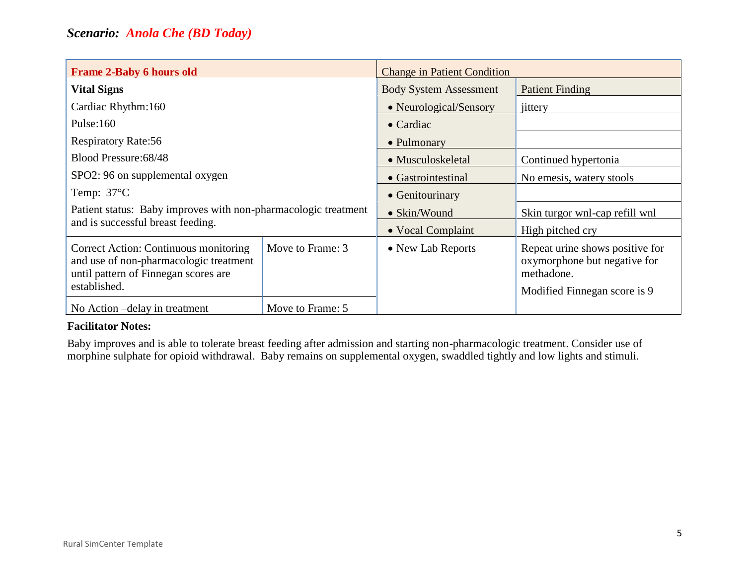### *Scenario: Anola Che (BD Today)*

| **Frame 2-Baby 6 hours old** | | Change in Patient Condition | |
|---|---|---|---|
| **Vital Signs**<br>Cardiac Rhythm:160<br>Pulse:160<br>Respiratory Rate:56<br>Blood Pressure:68/48<br>SPO2: 96 on supplemental oxygen<br>Temp: 37°C<br>Patient status: Baby improves with non-pharmacologic treatment and is successful breast feeding. | | Body System Assessment | Patient Finding |
| | | • Neurological/Sensory | jittery |
| | | • Cardiac | |
| | | • Pulmonary | |
| | | • Musculoskeletal | Continued hypertonia |
| | | • Gastrointestinal | No emesis, watery stools |
| | | • Genitourinary | |
| | | • Skin/Wound | Skin turgor wnl-cap refill wnl |
| | | • Vocal Complaint | High pitched cry |
| Correct Action: Continuous monitoring and use of non-pharmacologic treatment until pattern of Finnegan scores are established. | Move to Frame: 3 | • New Lab Reports | Repeat urine shows positive for oxymorphone but negative for methadone.<br>Modified Finnegan score is 9 |
| No Action –delay in treatment | Move to Frame: 5 | | |

**Facilitator Notes:**

Baby improves and is able to tolerate breast feeding after admission and starting non-pharmacologic treatment. Consider use of morphine sulphate for opioid withdrawal. Baby remains on supplemental oxygen, swaddled tightly and low lights and stimuli.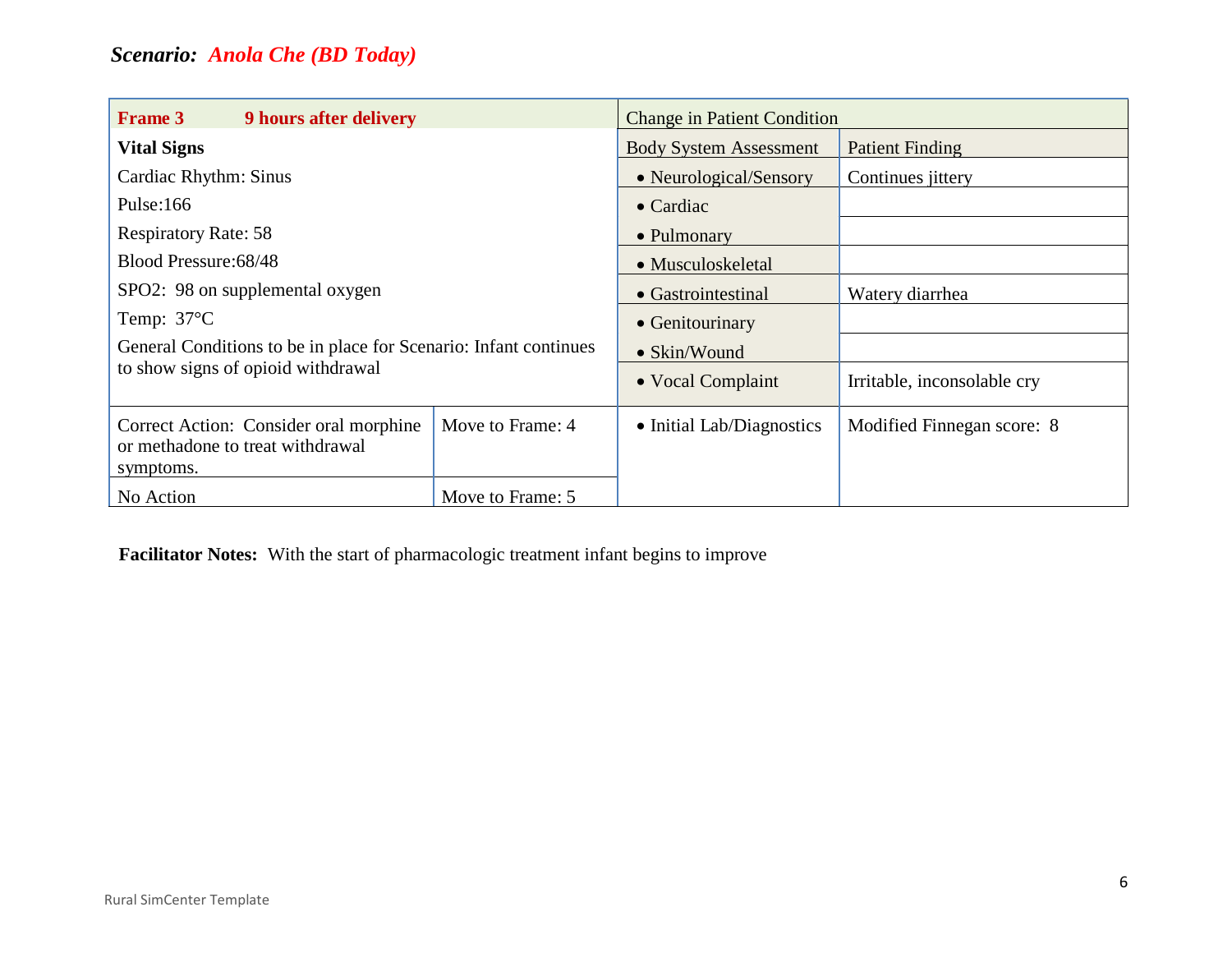***Scenario:*** ***Anola Che (BD Today)***

| **Frame 3** **9 hours after delivery** | | Change in Patient Condition | |
|---|---|---|---|
| **Vital Signs** | | Body System Assessment | Patient Finding |
| Cardiac Rhythm: Sinus | | • Neurological/Sensory | Continues jittery |
| Pulse:166 | | • Cardiac | |
| Respiratory Rate: 58 | | • Pulmonary | |
| Blood Pressure:68/48 | | • Musculoskeletal | |
| SPO2: 98 on supplemental oxygen | | • Gastrointestinal | Watery diarrhea |
| Temp: 37°C | | • Genitourinary | |
| General Conditions to be in place for Scenario: Infant continues to show signs of opioid withdrawal | | • Skin/Wound | |
| | | • Vocal Complaint | Irritable, inconsolable cry |
| Correct Action: Consider oral morphine or methadone to treat withdrawal symptoms. | Move to Frame: 4 | • Initial Lab/Diagnostics | Modified Finnegan score: 8 |
| No Action | Move to Frame: 5 | | |

**Facilitator Notes:** With the start of pharmacologic treatment infant begins to improve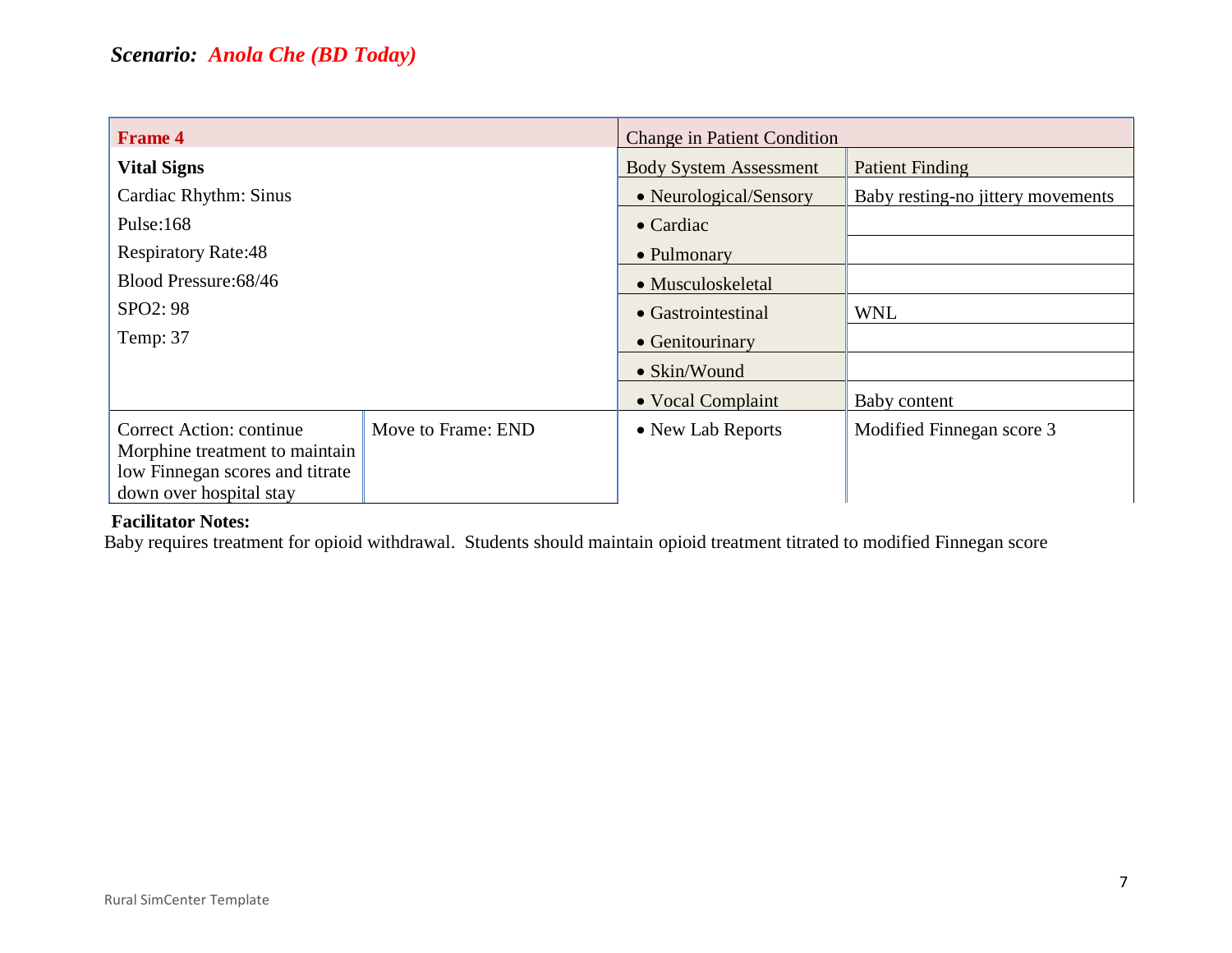## *Scenario: Anola Che (BD Today)*

| Frame 4 | | Change in Patient Condition | |
|---|---|---|---|
| **Vital Signs** | | Body System Assessment | Patient Finding |
| Cardiac Rhythm: Sinus | | • Neurological/Sensory | Baby resting-no jittery movements |
| Pulse:168 | | • Cardiac | |
| Respiratory Rate:48 | | • Pulmonary | |
| Blood Pressure:68/46 | | • Musculoskeletal | |
| SPO2: 98 | | • Gastrointestinal | WNL |
| Temp: 37 | | • Genitourinary | |
| | | • Skin/Wound | |
| | | • Vocal Complaint | Baby content |
| Correct Action: continue Morphine treatment to maintain low Finnegan scores and titrate down over hospital stay | Move to Frame: END | • New Lab Reports | Modified Finnegan score 3 |

**Facilitator Notes:**

Baby requires treatment for opioid withdrawal. Students should maintain opioid treatment titrated to modified Finnegan score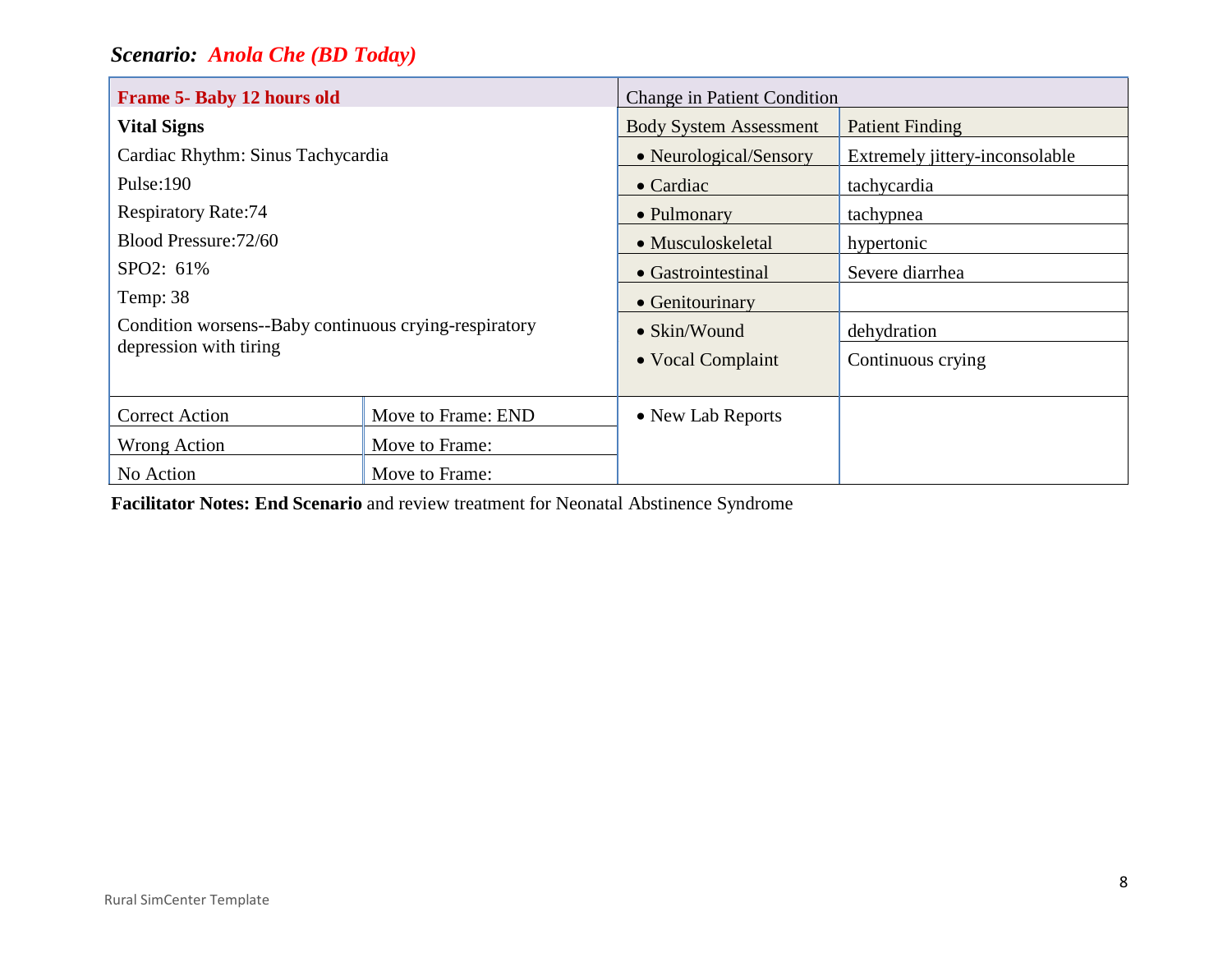## *Scenario: Anola Che (BD Today)*

| **Frame 5- Baby 12 hours old** | | Change in Patient Condition | |
|---|---|---|---|
| **Vital Signs** | | Body System Assessment | Patient Finding |
| Cardiac Rhythm: Sinus Tachycardia | | • Neurological/Sensory | Extremely jittery-inconsolable |
| Pulse:190 | | • Cardiac | tachycardia |
| Respiratory Rate:74 | | • Pulmonary | tachypnea |
| Blood Pressure:72/60 | | • Musculoskeletal | hypertonic |
| SPO2: 61% | | • Gastrointestinal | Severe diarrhea |
| Temp: 38 | | • Genitourinary | |
| Condition worsens--Baby continuous crying-respiratory depression with tiring | | • Skin/Wound | dehydration |
| | | • Vocal Complaint | Continuous crying |
| Correct Action | Move to Frame: END | • New Lab Reports | |
| Wrong Action | Move to Frame: | | |
| No Action | Move to Frame: | | |

**Facilitator Notes: End Scenario** and review treatment for Neonatal Abstinence Syndrome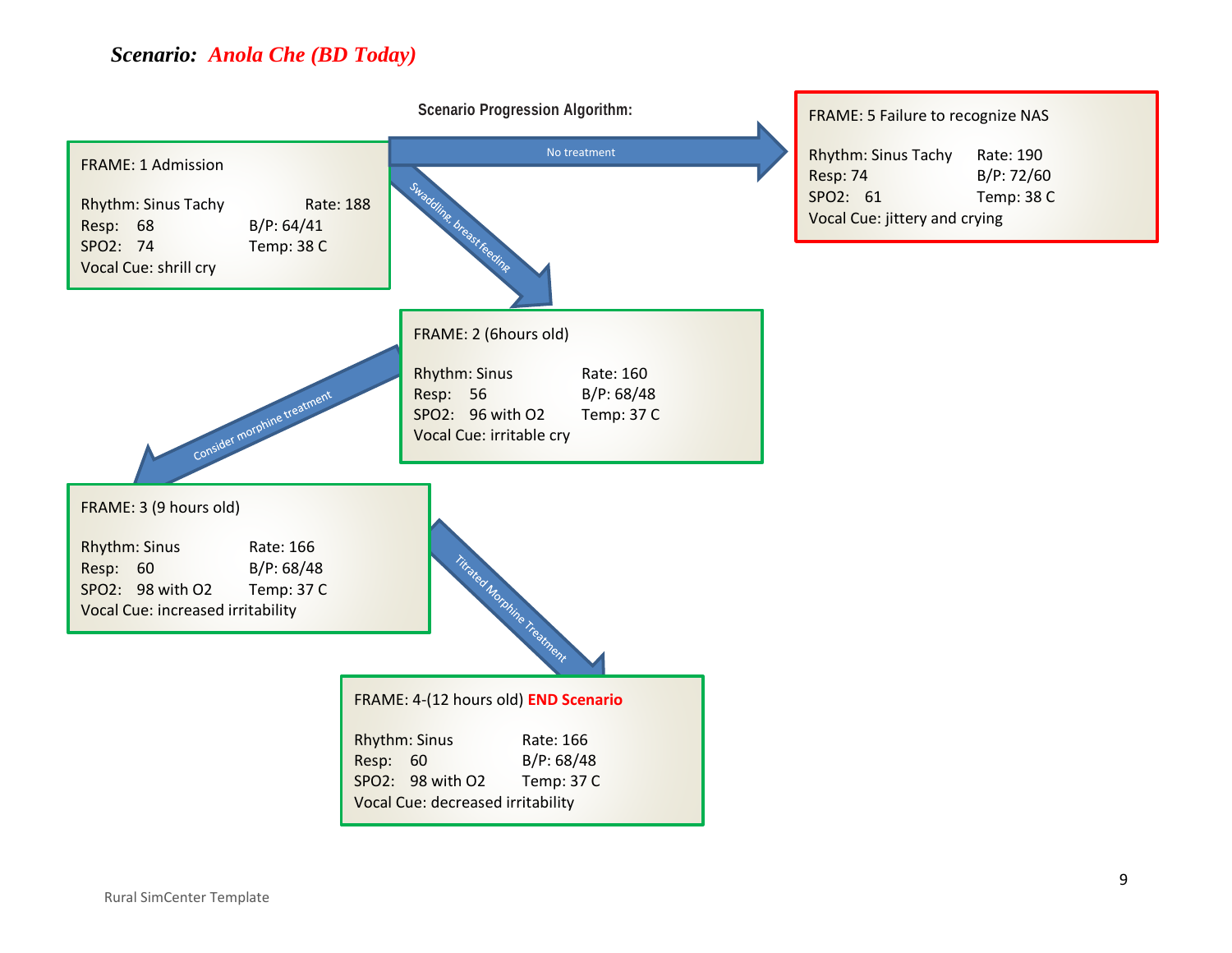***Scenario:* Anola Che (BD Today)**

**Scenario Progression Algorithm:**

**FRAME: 1 Admission**

Rhythm: Sinus Tachy — Rate: 188
Resp: 68 — B/P: 64/41
SPO2: 74 — Temp: 38 C
Vocal Cue: shrill cry

→ No treatment → FRAME 5

→ Swaddling, breast feeding → FRAME 2

**FRAME: 5 Failure to recognize NAS**

Rhythm: Sinus Tachy — Rate: 190
Resp: 74 — B/P: 72/60
SPO2: 61 — Temp: 38 C
Vocal Cue: jittery and crying

**FRAME: 2 (6hours old)**

Rhythm: Sinus — Rate: 160
Resp: 56 — B/P: 68/48
SPO2: 96 with O2 — Temp: 37 C
Vocal Cue: irritable cry

→ Consider morphine treatment → FRAME 3

**FRAME: 3 (9 hours old)**

Rhythm: Sinus — Rate: 166
Resp: 60 — B/P: 68/48
SPO2: 98 with O2 — Temp: 37 C
Vocal Cue: increased irritability

→ Titrated Morphine Treatment → FRAME 4

**FRAME: 4-(12 hours old) END Scenario**

Rhythm: Sinus — Rate: 166
Resp: 60 — B/P: 68/48
SPO2: 98 with O2 — Temp: 37 C
Vocal Cue: decreased irritability

Rural SimCenter Template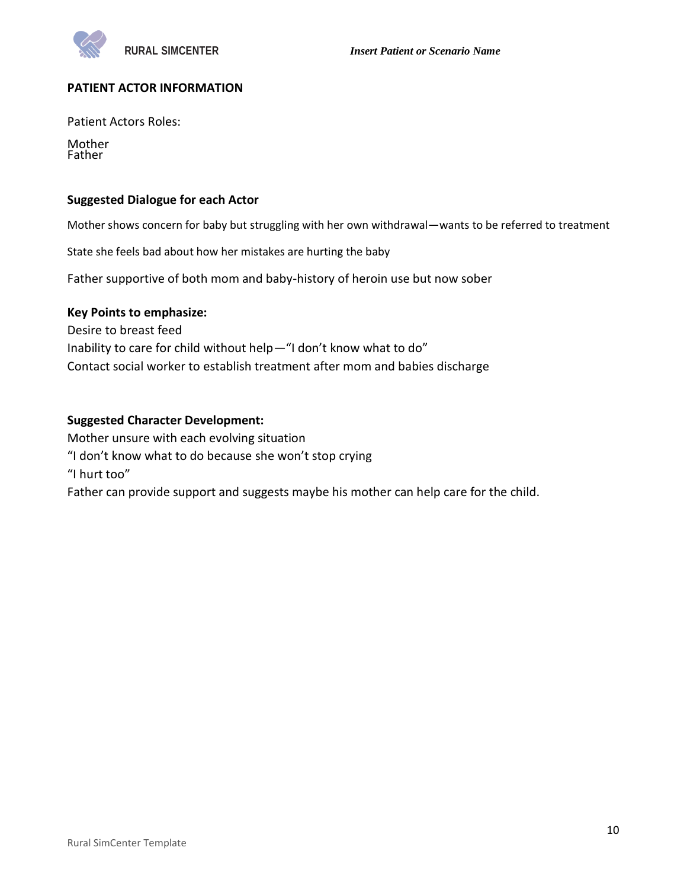**PATIENT ACTOR INFORMATION**

Patient Actors Roles:

Mother
Father

**Suggested Dialogue for each Actor**

Mother shows concern for baby but struggling with her own withdrawal—wants to be referred to treatment

State she feels bad about how her mistakes are hurting the baby

Father supportive of both mom and baby-history of heroin use but now sober

**Key Points to emphasize:**
Desire to breast feed
Inability to care for child without help—"I don't know what to do"
Contact social worker to establish treatment after mom and babies discharge

**Suggested Character Development:**
Mother unsure with each evolving situation
"I don't know what to do because she won't stop crying
"I hurt too"
Father can provide support and suggests maybe his mother can help care for the child.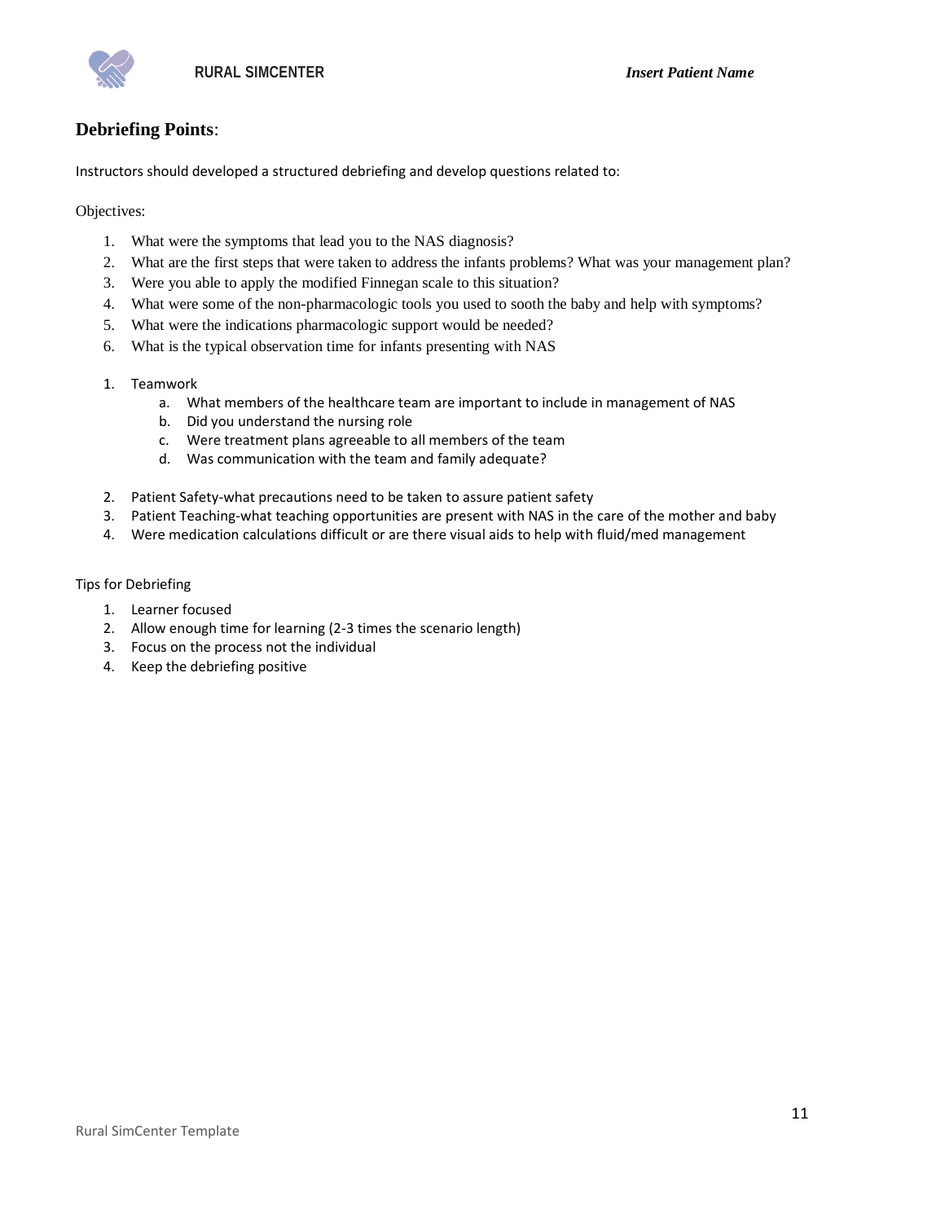## **Debriefing Points**:

Instructors should developed a structured debriefing and develop questions related to:

Objectives:

1. What were the symptoms that lead you to the NAS diagnosis?
2. What are the first steps that were taken to address the infants problems? What was your management plan?
3. Were you able to apply the modified Finnegan scale to this situation?
4. What were some of the non-pharmacologic tools you used to sooth the baby and help with symptoms?
5. What were the indications pharmacologic support would be needed?
6. What is the typical observation time for infants presenting with NAS

1. Teamwork
    a. What members of the healthcare team are important to include in management of NAS
    b. Did you understand the nursing role
    c. Were treatment plans agreeable to all members of the team
    d. Was communication with the team and family adequate?
2. Patient Safety-what precautions need to be taken to assure patient safety
3. Patient Teaching-what teaching opportunities are present with NAS in the care of the mother and baby
4. Were medication calculations difficult or are there visual aids to help with fluid/med management

Tips for Debriefing

1. Learner focused
2. Allow enough time for learning (2-3 times the scenario length)
3. Focus on the process not the individual
4. Keep the debriefing positive